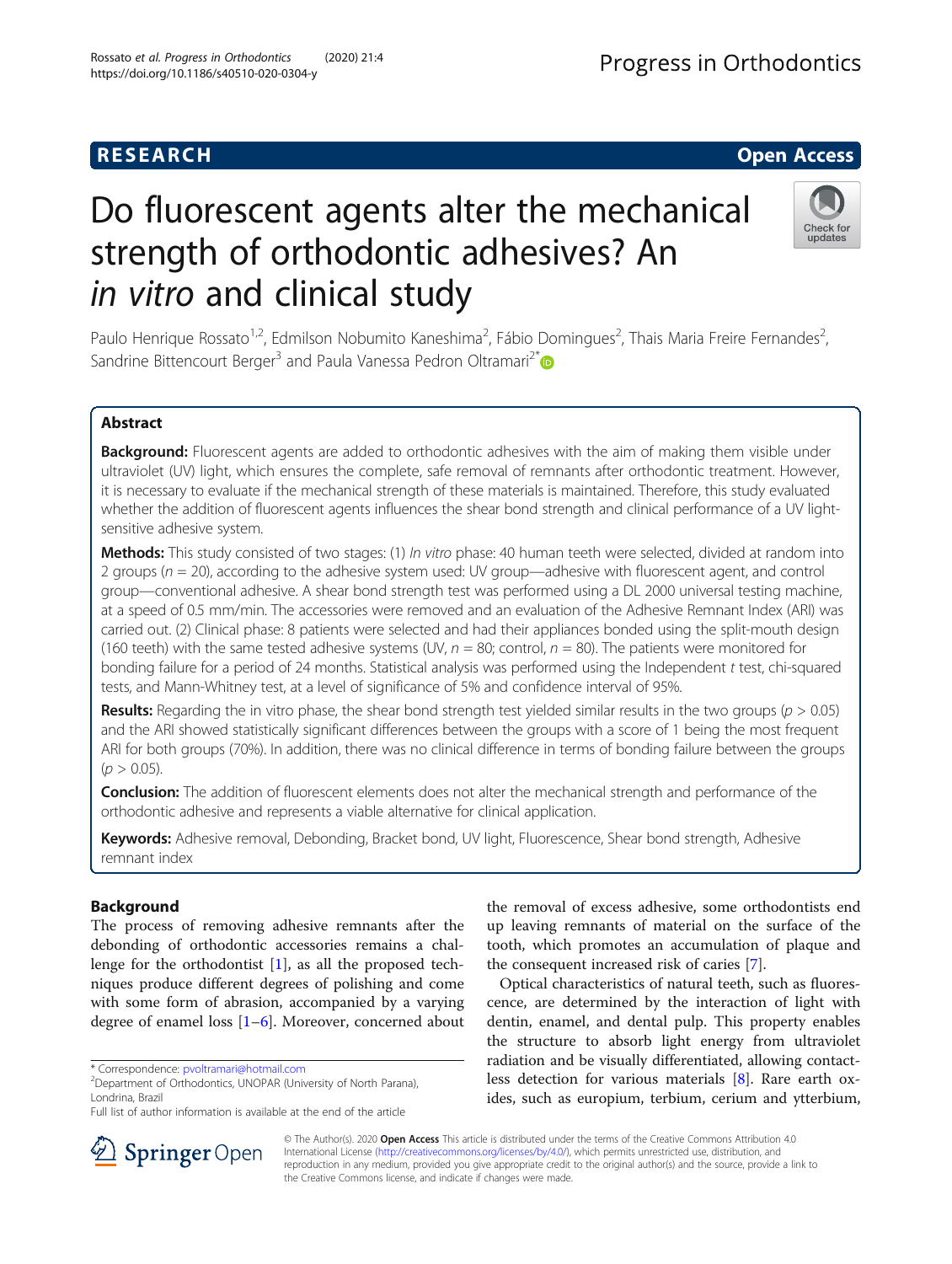RESEARCH | Open Access

# Do fluorescent agents alter the mechanical strength of orthodontic adhesives? An *in vitro* and clinical study

Paulo Henrique Rossato[1,2], Edmilson Nobumito Kaneshima[2], Fábio Domingues[2], Thais Maria Freire Fernandes[2], Sandrine Bittencourt Berger[3] and Paula Vanessa Pedron Oltramari[2*]

## Abstract

**Background:** Fluorescent agents are added to orthodontic adhesives with the aim of making them visible under ultraviolet (UV) light, which ensures the complete, safe removal of remnants after orthodontic treatment. However, it is necessary to evaluate if the mechanical strength of these materials is maintained. Therefore, this study evaluated whether the addition of fluorescent agents influences the shear bond strength and clinical performance of a UV light-sensitive adhesive system.

**Methods:** This study consisted of two stages: (1) *In vitro* phase: 40 human teeth were selected, divided at random into 2 groups ($n = 20$), according to the adhesive system used: UV group—adhesive with fluorescent agent, and control group—conventional adhesive. A shear bond strength test was performed using a DL 2000 universal testing machine, at a speed of 0.5 mm/min. The accessories were removed and an evaluation of the Adhesive Remnant Index (ARI) was carried out. (2) Clinical phase: 8 patients were selected and had their appliances bonded using the split-mouth design (160 teeth) with the same tested adhesive systems (UV, $n = 80$; control, $n = 80$). The patients were monitored for bonding failure for a period of 24 months. Statistical analysis was performed using the Independent *t* test, chi-squared tests, and Mann-Whitney test, at a level of significance of 5% and confidence interval of 95%.

**Results:** Regarding the in vitro phase, the shear bond strength test yielded similar results in the two groups ($p > 0.05$) and the ARI showed statistically significant differences between the groups with a score of 1 being the most frequent ARI for both groups (70%). In addition, there was no clinical difference in terms of bonding failure between the groups ($p > 0.05$).

**Conclusion:** The addition of fluorescent elements does not alter the mechanical strength and performance of the orthodontic adhesive and represents a viable alternative for clinical application.

**Keywords:** Adhesive removal, Debonding, Bracket bond, UV light, Fluorescence, Shear bond strength, Adhesive remnant index

## Background

The process of removing adhesive remnants after the debonding of orthodontic accessories remains a challenge for the orthodontist [1], as all the proposed techniques produce different degrees of polishing and come with some form of abrasion, accompanied by a varying degree of enamel loss [1–6]. Moreover, concerned about the removal of excess adhesive, some orthodontists end up leaving remnants of material on the surface of the tooth, which promotes an accumulation of plaque and the consequent increased risk of caries [7].

Optical characteristics of natural teeth, such as fluorescence, are determined by the interaction of light with dentin, enamel, and dental pulp. This property enables the structure to absorb light energy from ultraviolet radiation and be visually differentiated, allowing contactless detection for various materials [8]. Rare earth oxides, such as europium, terbium, cerium and ytterbium,

\* Correspondence: pvoltramari@hotmail.com
[2]Department of Orthodontics, UNOPAR (University of North Parana), Londrina, Brazil
Full list of author information is available at the end of the article

© The Author(s). 2020 **Open Access** This article is distributed under the terms of the Creative Commons Attribution 4.0 International License (http://creativecommons.org/licenses/by/4.0/), which permits unrestricted use, distribution, and reproduction in any medium, provided you give appropriate credit to the original author(s) and the source, provide a link to the Creative Commons license, and indicate if changes were made.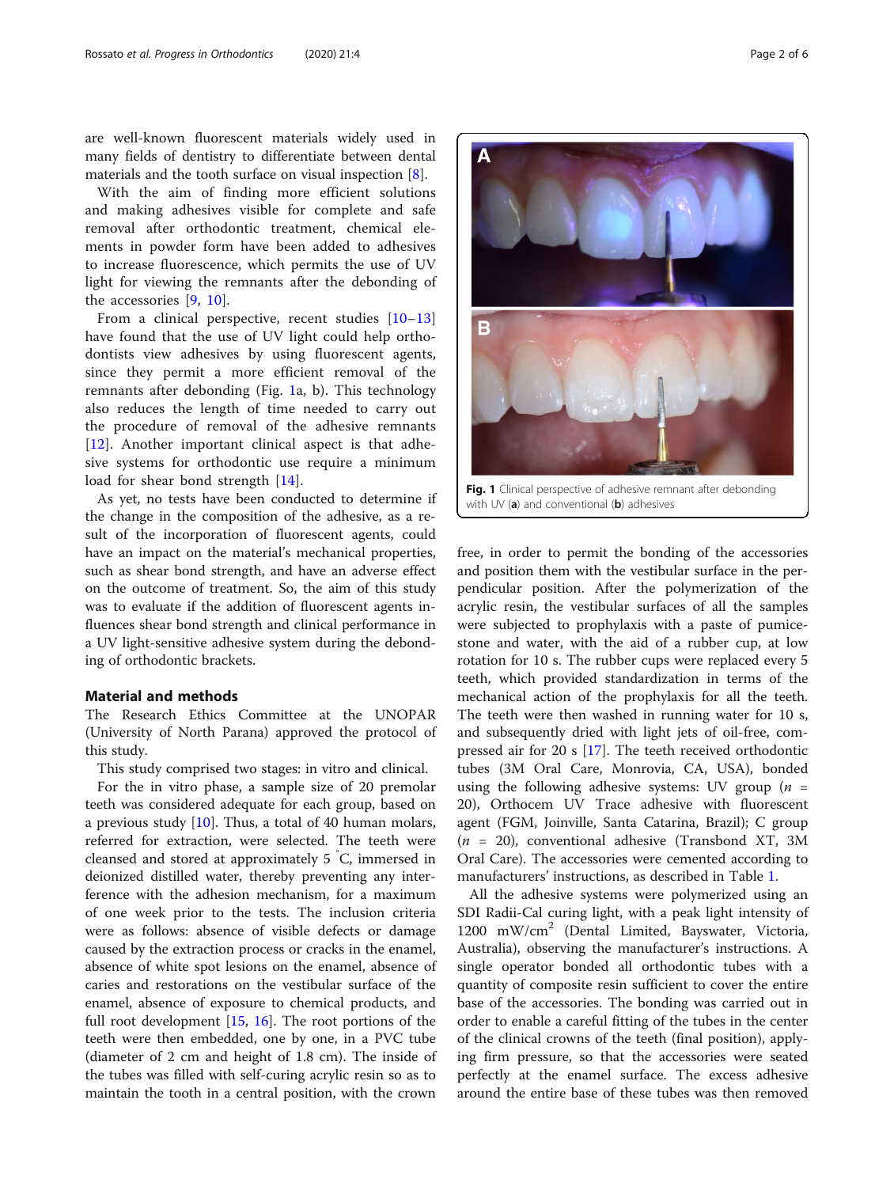are well-known fluorescent materials widely used in many fields of dentistry to differentiate between dental materials and the tooth surface on visual inspection [8].

With the aim of finding more efficient solutions and making adhesives visible for complete and safe removal after orthodontic treatment, chemical elements in powder form have been added to adhesives to increase fluorescence, which permits the use of UV light for viewing the remnants after the debonding of the accessories [9, 10].

From a clinical perspective, recent studies [10–13] have found that the use of UV light could help orthodontists view adhesives by using fluorescent agents, since they permit a more efficient removal of the remnants after debonding (Fig. 1a, b). This technology also reduces the length of time needed to carry out the procedure of removal of the adhesive remnants [12]. Another important clinical aspect is that adhesive systems for orthodontic use require a minimum load for shear bond strength [14].

As yet, no tests have been conducted to determine if the change in the composition of the adhesive, as a result of the incorporation of fluorescent agents, could have an impact on the material's mechanical properties, such as shear bond strength, and have an adverse effect on the outcome of treatment. So, the aim of this study was to evaluate if the addition of fluorescent agents influences shear bond strength and clinical performance in a UV light-sensitive adhesive system during the debonding of orthodontic brackets.

## Material and methods

The Research Ethics Committee at the UNOPAR (University of North Parana) approved the protocol of this study.

This study comprised two stages: in vitro and clinical.

For the in vitro phase, a sample size of 20 premolar teeth was considered adequate for each group, based on a previous study [10]. Thus, a total of 40 human molars, referred for extraction, were selected. The teeth were cleansed and stored at approximately 5 °C, immersed in deionized distilled water, thereby preventing any interference with the adhesion mechanism, for a maximum of one week prior to the tests. The inclusion criteria were as follows: absence of visible defects or damage caused by the extraction process or cracks in the enamel, absence of white spot lesions on the enamel, absence of caries and restorations on the vestibular surface of the enamel, absence of exposure to chemical products, and full root development [15, 16]. The root portions of the teeth were then embedded, one by one, in a PVC tube (diameter of 2 cm and height of 1.8 cm). The inside of the tubes was filled with self-curing acrylic resin so as to maintain the tooth in a central position, with the crown free, in order to permit the bonding of the accessories and position them with the vestibular surface in the perpendicular position. After the polymerization of the acrylic resin, the vestibular surfaces of all the samples were subjected to prophylaxis with a paste of pumice-stone and water, with the aid of a rubber cup, at low rotation for 10 s. The rubber cups were replaced every 5 teeth, which provided standardization in terms of the mechanical action of the prophylaxis for all the teeth. The teeth were then washed in running water for 10 s, and subsequently dried with light jets of oil-free, compressed air for 20 s [17]. The teeth received orthodontic tubes (3M Oral Care, Monrovia, CA, USA), bonded using the following adhesive systems: UV group ($n$ = 20), Orthocem UV Trace adhesive with fluorescent agent (FGM, Joinville, Santa Catarina, Brazil); C group ($n$ = 20), conventional adhesive (Transbond XT, 3M Oral Care). The accessories were cemented according to manufacturers' instructions, as described in Table 1.

Fig. 1 Clinical perspective of adhesive remnant after debonding with UV (a) and conventional (b) adhesives

All the adhesive systems were polymerized using an SDI Radii-Cal curing light, with a peak light intensity of 1200 mW/cm$^2$ (Dental Limited, Bayswater, Victoria, Australia), observing the manufacturer's instructions. A single operator bonded all orthodontic tubes with a quantity of composite resin sufficient to cover the entire base of the accessories. The bonding was carried out in order to enable a careful fitting of the tubes in the center of the clinical crowns of the teeth (final position), applying firm pressure, so that the accessories were seated perfectly at the enamel surface. The excess adhesive around the entire base of these tubes was then removed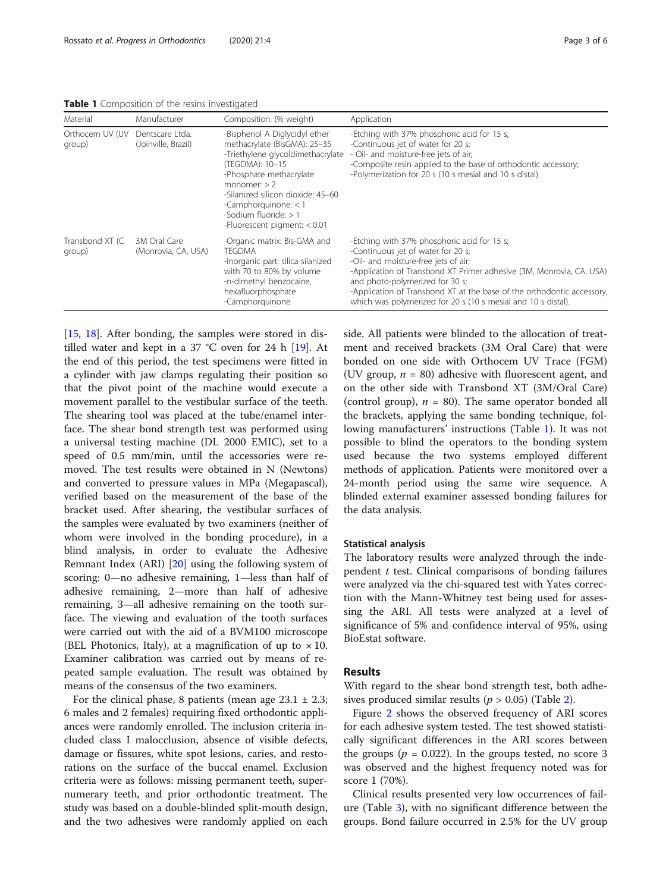**Table 1** Composition of the resins investigated

| Material | Manufacturer | Composition: (% weight) | Application |
| --- | --- | --- | --- |
| Orthocem UV (UV group) | Dentscare Ltda. (Joinville, Brazil) | -Bisphenol A Diglycidyl ether methacrylate (BisGMA): 25–35<br>-Triethylene glycoldimethacrylate (TEGDMA): 10–15<br>-Phosphate methacrylate monomer: > 2<br>-Silanized silicon dioxide: 45–60<br>-Camphorquinone: < 1<br>-Sodium fluoride: > 1<br>-Fluorescent pigment: < 0.01 | -Etching with 37% phosphoric acid for 15 s;<br>-Continuous jet of water for 20 s;<br>- Oil- and moisture-free jets of air;<br>-Composite resin applied to the base of orthodontic accessory;<br>-Polymerization for 20 s (10 s mesial and 10 s distal). |
| Transbond XT (C group) | 3M Oral Care (Monrovia, CA, USA) | -Organic matrix: Bis-GMA and TEGDMA<br>-Inorganic part: silica silanized with 70 to 80% by volume<br>-n-dimethyl benzocaine, hexafluorphosphate<br>-Camphorquinone | -Etching with 37% phosphoric acid for 15 s;<br>-Continuous jet of water for 20 s;<br>-Oil- and moisture-free jets of air;<br>-Application of Transbond XT Primer adhesive (3M, Monrovia, CA, USA) and photo-polymerized for 30 s;<br>-Application of Transbond XT at the base of the orthodontic accessory, which was polymerized for 20 s (10 s mesial and 10 s distal). |

[15, 18]. After bonding, the samples were stored in distilled water and kept in a 37 °C oven for 24 h [19]. At the end of this period, the test specimens were fitted in a cylinder with jaw clamps regulating their position so that the pivot point of the machine would execute a movement parallel to the vestibular surface of the teeth. The shearing tool was placed at the tube/enamel interface. The shear bond strength test was performed using a universal testing machine (DL 2000 EMIC), set to a speed of 0.5 mm/min, until the accessories were removed. The test results were obtained in N (Newtons) and converted to pressure values in MPa (Megapascal), verified based on the measurement of the base of the bracket used. After shearing, the vestibular surfaces of the samples were evaluated by two examiners (neither of whom were involved in the bonding procedure), in a blind analysis, in order to evaluate the Adhesive Remnant Index (ARI) [20] using the following system of scoring: 0—no adhesive remaining, 1—less than half of adhesive remaining, 2—more than half of adhesive remaining, 3—all adhesive remaining on the tooth surface. The viewing and evaluation of the tooth surfaces were carried out with the aid of a BVM100 microscope (BEL Photonics, Italy), at a magnification of up to × 10. Examiner calibration was carried out by means of repeated sample evaluation. The result was obtained by means of the consensus of the two examiners.

For the clinical phase, 8 patients (mean age 23.1 ± 2.3; 6 males and 2 females) requiring fixed orthodontic appliances were randomly enrolled. The inclusion criteria included class I malocclusion, absence of visible defects, damage or fissures, white spot lesions, caries, and restorations on the surface of the buccal enamel. Exclusion criteria were as follows: missing permanent teeth, supernumerary teeth, and prior orthodontic treatment. The study was based on a double-blinded split-mouth design, and the two adhesives were randomly applied on each side. All patients were blinded to the allocation of treatment and received brackets (3M Oral Care) that were bonded on one side with Orthocem UV Trace (FGM) (UV group, $n$ = 80) adhesive with fluorescent agent, and on the other side with Transbond XT (3M/Oral Care) (control group), $n$ = 80). The same operator bonded all the brackets, applying the same bonding technique, following manufacturers' instructions (Table 1). It was not possible to blind the operators to the bonding system used because the two systems employed different methods of application. Patients were monitored over a 24-month period using the same wire sequence. A blinded external examiner assessed bonding failures for the data analysis.

### Statistical analysis

The laboratory results were analyzed through the independent $t$ test. Clinical comparisons of bonding failures were analyzed via the chi-squared test with Yates correction with the Mann-Whitney test being used for assessing the ARI. All tests were analyzed at a level of significance of 5% and confidence interval of 95%, using BioEstat software.

## Results

With regard to the shear bond strength test, both adhesives produced similar results ($p$ > 0.05) (Table 2).

Figure 2 shows the observed frequency of ARI scores for each adhesive system tested. The test showed statistically significant differences in the ARI scores between the groups ($p$ = 0.022). In the groups tested, no score 3 was observed and the highest frequency noted was for score 1 (70%).

Clinical results presented very low occurrences of failure (Table 3), with no significant difference between the groups. Bond failure occurred in 2.5% for the UV group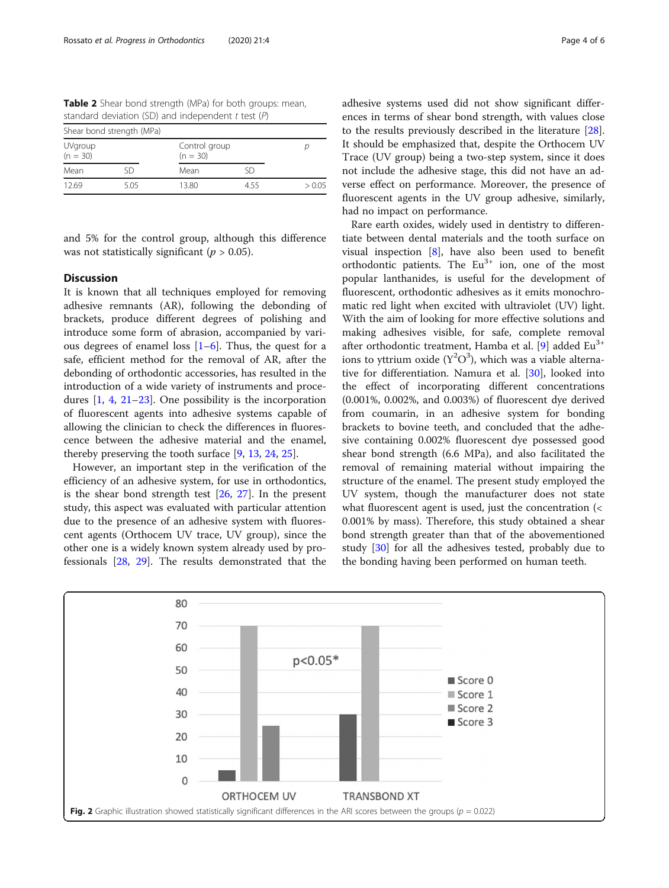**Table 2** Shear bond strength (MPa) for both groups: mean, standard deviation (SD) and independent *t* test (*P*)

| Shear bond strength (MPa) | | | | |
|---|---|---|---|---|
| UVgroup (n = 30) | | Control group (n = 30) | | *p* |
| Mean | SD | Mean | SD | |
| 12.69 | 5.05 | 13.80 | 4.55 | > 0.05 |

and 5% for the control group, although this difference was not statistically significant ($p > 0.05$).

## Discussion

It is known that all techniques employed for removing adhesive remnants (AR), following the debonding of brackets, produce different degrees of polishing and introduce some form of abrasion, accompanied by various degrees of enamel loss [1–6]. Thus, the quest for a safe, efficient method for the removal of AR, after the debonding of orthodontic accessories, has resulted in the introduction of a wide variety of instruments and procedures [1, 4, 21–23]. One possibility is the incorporation of fluorescent agents into adhesive systems capable of allowing the clinician to check the differences in fluorescence between the adhesive material and the enamel, thereby preserving the tooth surface [9, 13, 24, 25].

However, an important step in the verification of the efficiency of an adhesive system, for use in orthodontics, is the shear bond strength test [26, 27]. In the present study, this aspect was evaluated with particular attention due to the presence of an adhesive system with fluorescent agents (Orthocem UV trace, UV group), since the other one is a widely known system already used by professionals [28, 29]. The results demonstrated that the adhesive systems used did not show significant differences in terms of shear bond strength, with values close to the results previously described in the literature [28]. It should be emphasized that, despite the Orthocem UV Trace (UV group) being a two-step system, since it does not include the adhesive stage, this did not have an adverse effect on performance. Moreover, the presence of fluorescent agents in the UV group adhesive, similarly, had no impact on performance.

Rare earth oxides, widely used in dentistry to differentiate between dental materials and the tooth surface on visual inspection [8], have also been used to benefit orthodontic patients. The $Eu^{3+}$ ion, one of the most popular lanthanides, is useful for the development of fluorescent, orthodontic adhesives as it emits monochromatic red light when excited with ultraviolet (UV) light. With the aim of looking for more effective solutions and making adhesives visible, for safe, complete removal after orthodontic treatment, Hamba et al. [9] added $Eu^{3+}$ ions to yttrium oxide ($Y^2O^3$), which was a viable alternative for differentiation. Namura et al. [30], looked into the effect of incorporating different concentrations (0.001%, 0.002%, and 0.003%) of fluorescent dye derived from coumarin, in an adhesive system for bonding brackets to bovine teeth, and concluded that the adhesive containing 0.002% fluorescent dye possessed good shear bond strength (6.6 MPa), and also facilitated the removal of remaining material without impairing the structure of the enamel. The present study employed the UV system, though the manufacturer does not state what fluorescent agent is used, just the concentration (< 0.001% by mass). Therefore, this study obtained a shear bond strength greater than that of the abovementioned study [30] for all the adhesives tested, probably due to the bonding having been performed on human teeth.

**Fig. 2** Graphic illustration showed statistically significant differences in the ARI scores between the groups ($p = 0.022$)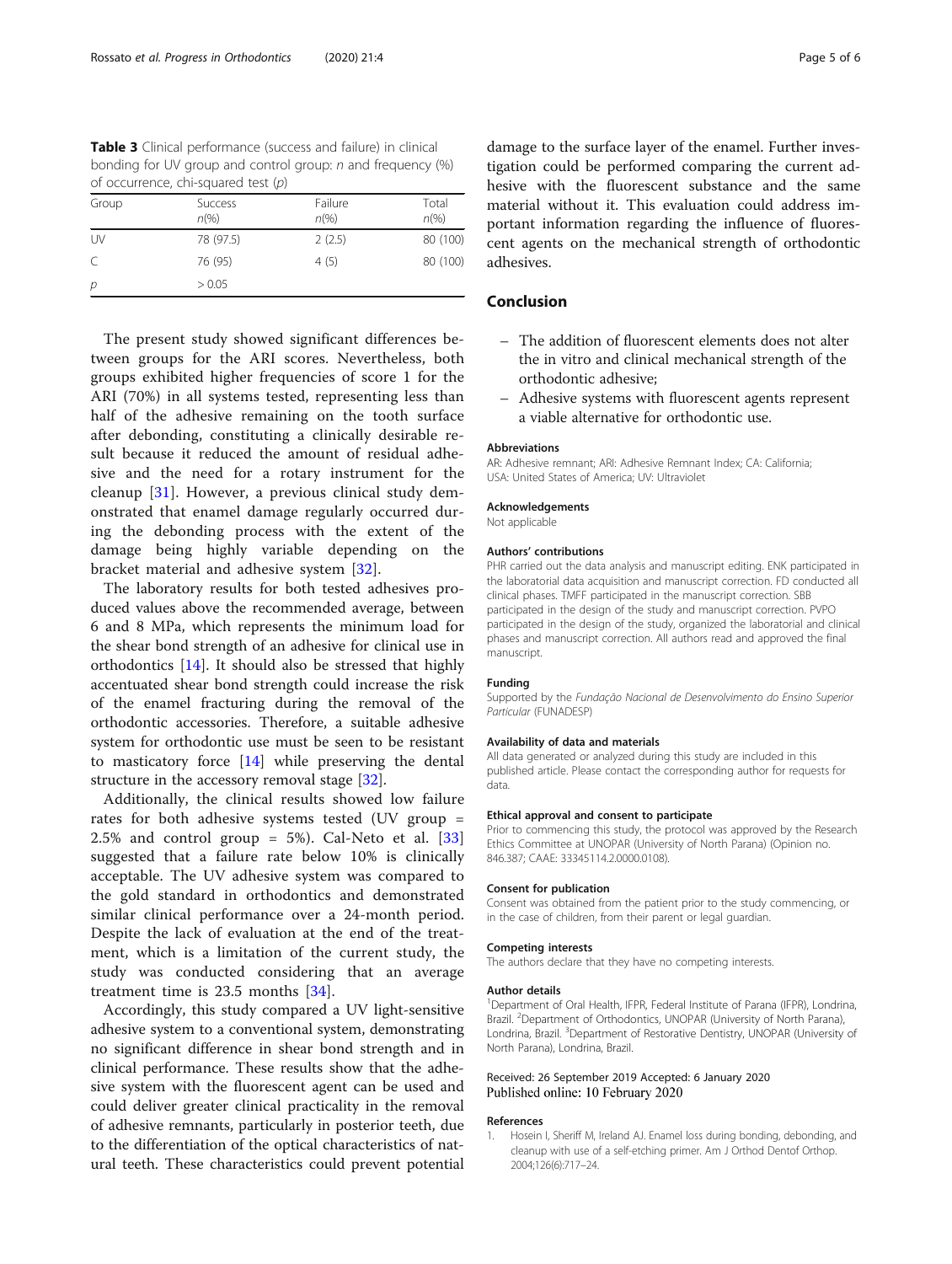**Table 3** Clinical performance (success and failure) in clinical bonding for UV group and control group: *n* and frequency (%) of occurrence, chi-squared test (*p*)

| Group | Success *n*(%) | Failure *n*(%) | Total *n*(%) |
|---|---|---|---|
| UV | 78 (97.5) | 2 (2.5) | 80 (100) |
| C | 76 (95) | 4 (5) | 80 (100) |
| *p* | > 0.05 | | |

The present study showed significant differences between groups for the ARI scores. Nevertheless, both groups exhibited higher frequencies of score 1 for the ARI (70%) in all systems tested, representing less than half of the adhesive remaining on the tooth surface after debonding, constituting a clinically desirable result because it reduced the amount of residual adhesive and the need for a rotary instrument for the cleanup [31]. However, a previous clinical study demonstrated that enamel damage regularly occurred during the debonding process with the extent of the damage being highly variable depending on the bracket material and adhesive system [32].

The laboratory results for both tested adhesives produced values above the recommended average, between 6 and 8 MPa, which represents the minimum load for the shear bond strength of an adhesive for clinical use in orthodontics [14]. It should also be stressed that highly accentuated shear bond strength could increase the risk of the enamel fracturing during the removal of the orthodontic accessories. Therefore, a suitable adhesive system for orthodontic use must be seen to be resistant to masticatory force [14] while preserving the dental structure in the accessory removal stage [32].

Additionally, the clinical results showed low failure rates for both adhesive systems tested (UV group = 2.5% and control group = 5%). Cal-Neto et al. [33] suggested that a failure rate below 10% is clinically acceptable. The UV adhesive system was compared to the gold standard in orthodontics and demonstrated similar clinical performance over a 24-month period. Despite the lack of evaluation at the end of the treatment, which is a limitation of the current study, the study was conducted considering that an average treatment time is 23.5 months [34].

Accordingly, this study compared a UV light-sensitive adhesive system to a conventional system, demonstrating no significant difference in shear bond strength and in clinical performance. These results show that the adhesive system with the fluorescent agent can be used and could deliver greater clinical practicality in the removal of adhesive remnants, particularly in posterior teeth, due to the differentiation of the optical characteristics of natural teeth. These characteristics could prevent potential damage to the surface layer of the enamel. Further investigation could be performed comparing the current adhesive with the fluorescent substance and the same material without it. This evaluation could address important information regarding the influence of fluorescent agents on the mechanical strength of orthodontic adhesives.

## Conclusion

- The addition of fluorescent elements does not alter the in vitro and clinical mechanical strength of the orthodontic adhesive;
- Adhesive systems with fluorescent agents represent a viable alternative for orthodontic use.

#### Abbreviations

AR: Adhesive remnant; ARI: Adhesive Remnant Index; CA: California; USA: United States of America; UV: Ultraviolet

#### Acknowledgements

Not applicable

#### Authors' contributions

PHR carried out the data analysis and manuscript editing. ENK participated in the laboratorial data acquisition and manuscript correction. FD conducted all clinical phases. TMFF participated in the manuscript correction. SBB participated in the design of the study and manuscript correction. PVPO participated in the design of the study, organized the laboratorial and clinical phases and manuscript correction. All authors read and approved the final manuscript.

#### Funding

Supported by the *Fundação Nacional de Desenvolvimento do Ensino Superior Particular* (FUNADESP)

#### Availability of data and materials

All data generated or analyzed during this study are included in this published article. Please contact the corresponding author for requests for data.

#### Ethical approval and consent to participate

Prior to commencing this study, the protocol was approved by the Research Ethics Committee at UNOPAR (University of North Parana) (Opinion no. 846.387; CAAE: 33345114.2.0000.0108).

#### Consent for publication

Consent was obtained from the patient prior to the study commencing, or in the case of children, from their parent or legal guardian.

#### Competing interests

The authors declare that they have no competing interests.

#### Author details

[1]Department of Oral Health, IFPR, Federal Institute of Parana (IFPR), Londrina, Brazil. [2]Department of Orthodontics, UNOPAR (University of North Parana), Londrina, Brazil. [3]Department of Restorative Dentistry, UNOPAR (University of North Parana), Londrina, Brazil.

Received: 26 September 2019 Accepted: 6 January 2020
Published online: 10 February 2020

#### References

1. Hosein I, Sheriff M, Ireland AJ. Enamel loss during bonding, debonding, and cleanup with use of a self-etching primer. Am J Orthod Dentof Orthop. 2004;126(6):717–24.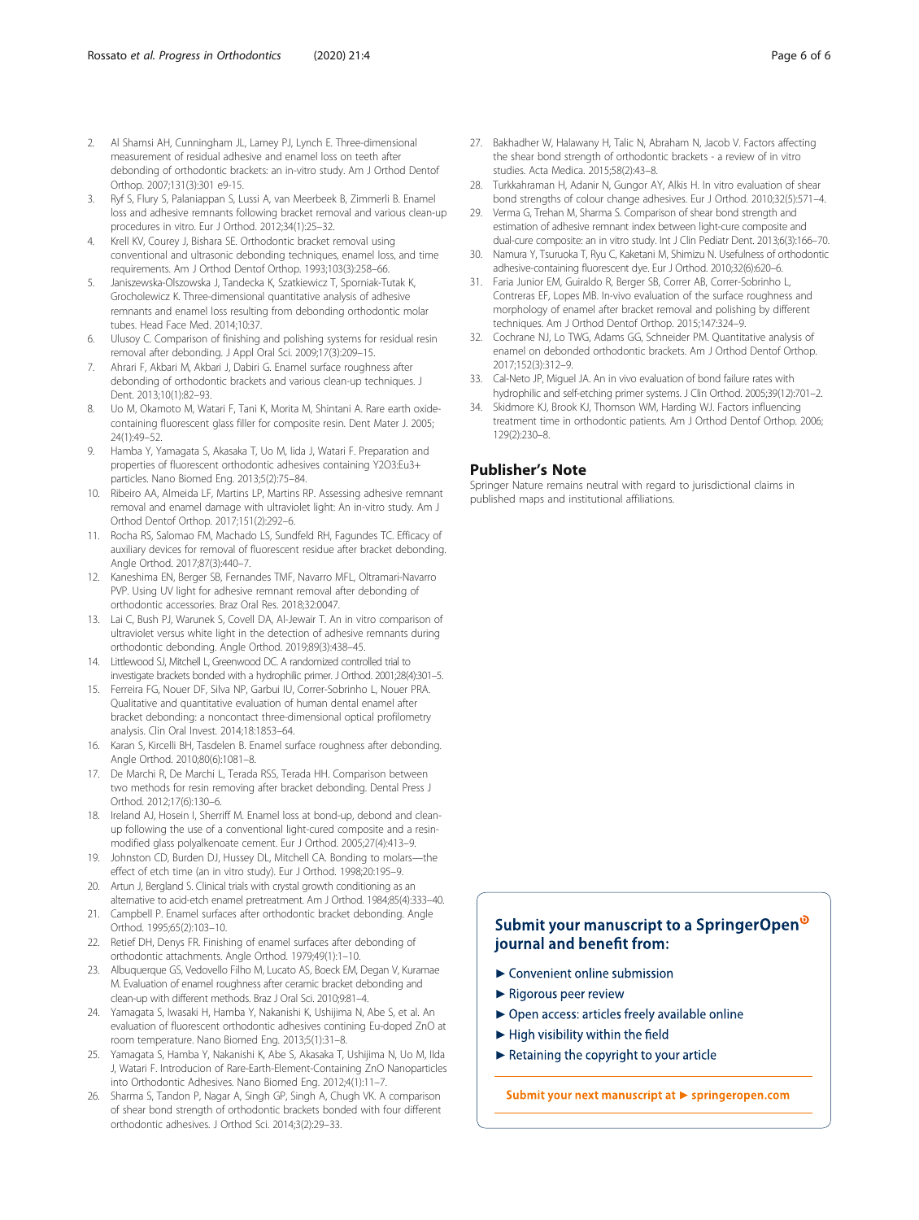2. Al Shamsi AH, Cunningham JL, Lamey PJ, Lynch E. Three-dimensional measurement of residual adhesive and enamel loss on teeth after debonding of orthodontic brackets: an in-vitro study. Am J Orthod Dentof Orthop. 2007;131(3):301 e9-15.
3. Ryf S, Flury S, Palaniappan S, Lussi A, van Meerbeek B, Zimmerli B. Enamel loss and adhesive remnants following bracket removal and various clean-up procedures in vitro. Eur J Orthod. 2012;34(1):25–32.
4. Krell KV, Courey J, Bishara SE. Orthodontic bracket removal using conventional and ultrasonic debonding techniques, enamel loss, and time requirements. Am J Orthod Dentof Orthop. 1993;103(3):258–66.
5. Janiszewska-Olszowska J, Tandecka K, Szatkiewicz T, Sporniak-Tutak K, Grocholewicz K. Three-dimensional quantitative analysis of adhesive remnants and enamel loss resulting from debonding orthodontic molar tubes. Head Face Med. 2014;10:37.
6. Ulusoy C. Comparison of finishing and polishing systems for residual resin removal after debonding. J Appl Oral Sci. 2009;17(3):209–15.
7. Ahrari F, Akbari M, Akbari J, Dabiri G. Enamel surface roughness after debonding of orthodontic brackets and various clean-up techniques. J Dent. 2013;10(1):82–93.
8. Uo M, Okamoto M, Watari F, Tani K, Morita M, Shintani A. Rare earth oxide-containing fluorescent glass filler for composite resin. Dent Mater J. 2005; 24(1):49–52.
9. Hamba Y, Yamagata S, Akasaka T, Uo M, Iida J, Watari F. Preparation and properties of fluorescent orthodontic adhesives containing Y2O3:Eu3+ particles. Nano Biomed Eng. 2013;5(2):75–84.
10. Ribeiro AA, Almeida LF, Martins LP, Martins RP. Assessing adhesive remnant removal and enamel damage with ultraviolet light: An in-vitro study. Am J Orthod Dentof Orthop. 2017;151(2):292–6.
11. Rocha RS, Salomao FM, Machado LS, Sundfeld RH, Fagundes TC. Efficacy of auxiliary devices for removal of fluorescent residue after bracket debonding. Angle Orthod. 2017;87(3):440–7.
12. Kaneshima EN, Berger SB, Fernandes TMF, Navarro MFL, Oltramari-Navarro PVP. Using UV light for adhesive remnant removal after debonding of orthodontic accessories. Braz Oral Res. 2018;32:0047.
13. Lai C, Bush PJ, Warunek S, Covell DA, Al-Jewair T. An in vitro comparison of ultraviolet versus white light in the detection of adhesive remnants during orthodontic debonding. Angle Orthod. 2019;89(3):438–45.
14. Littlewood SJ, Mitchell L, Greenwood DC. A randomized controlled trial to investigate brackets bonded with a hydrophilic primer. J Orthod. 2001;28(4):301–5.
15. Ferreira FG, Nouer DF, Silva NP, Garbui IU, Correr-Sobrinho L, Nouer PRA. Qualitative and quantitative evaluation of human dental enamel after bracket debonding: a noncontact three-dimensional optical profilometry analysis. Clin Oral Invest. 2014;18:1853–64.
16. Karan S, Kircelli BH, Tasdelen B. Enamel surface roughness after debonding. Angle Orthod. 2010;80(6):1081–8.
17. De Marchi R, De Marchi L, Terada RSS, Terada HH. Comparison between two methods for resin removing after bracket debonding. Dental Press J Orthod. 2012;17(6):130–6.
18. Ireland AJ, Hosein I, Sherriff M. Enamel loss at bond-up, debond and clean-up following the use of a conventional light-cured composite and a resin-modified glass polyalkenoate cement. Eur J Orthod. 2005;27(4):413–9.
19. Johnston CD, Burden DJ, Hussey DL, Mitchell CA. Bonding to molars—the effect of etch time (an in vitro study). Eur J Orthod. 1998;20:195–9.
20. Artun J, Bergland S. Clinical trials with crystal growth conditioning as an alternative to acid-etch enamel pretreatment. Am J Orthod. 1984;85(4):333–40.
21. Campbell P. Enamel surfaces after orthodontic bracket debonding. Angle Orthod. 1995;65(2):103–10.
22. Retief DH, Denys FR. Finishing of enamel surfaces after debonding of orthodontic attachments. Angle Orthod. 1979;49(1):1–10.
23. Albuquerque GS, Vedovello Filho M, Lucato AS, Boeck EM, Degan V, Kuramae M. Evaluation of enamel roughness after ceramic bracket debonding and clean-up with different methods. Braz J Oral Sci. 2010;9:81–4.
24. Yamagata S, Iwasaki H, Hamba Y, Nakanishi K, Ushijima N, Abe S, et al. An evaluation of fluorescent orthodontic adhesives contining Eu-doped ZnO at room temperature. Nano Biomed Eng. 2013;5(1):31–8.
25. Yamagata S, Hamba Y, Nakanishi K, Abe S, Akasaka T, Ushijima N, Uo M, Ilda J, Watari F. Introducion of Rare-Earth-Element-Containing ZnO Nanoparticles into Orthodontic Adhesives. Nano Biomed Eng. 2012;4(1):11–7.
26. Sharma S, Tandon P, Nagar A, Singh GP, Singh A, Chugh VK. A comparison of shear bond strength of orthodontic brackets bonded with four different orthodontic adhesives. J Orthod Sci. 2014;3(2):29–33.
27. Bakhadher W, Halawany H, Talic N, Abraham N, Jacob V. Factors affecting the shear bond strength of orthodontic brackets - a review of in vitro studies. Acta Medica. 2015;58(2):43–8.
28. Turkkahraman H, Adanir N, Gungor AY, Alkis H. In vitro evaluation of shear bond strengths of colour change adhesives. Eur J Orthod. 2010;32(5):571–4.
29. Verma G, Trehan M, Sharma S. Comparison of shear bond strength and estimation of adhesive remnant index between light-cure composite and dual-cure composite: an in vitro study. Int J Clin Pediatr Dent. 2013;6(3):166–70.
30. Namura Y, Tsuruoka T, Ryu C, Kaketani M, Shimizu N. Usefulness of orthodontic adhesive-containing fluorescent dye. Eur J Orthod. 2010;32(6):620–6.
31. Faria Junior EM, Guiraldo R, Berger SB, Correr AB, Correr-Sobrinho L, Contreras EF, Lopes MB. In-vivo evaluation of the surface roughness and morphology of enamel after bracket removal and polishing by different techniques. Am J Orthod Dentof Orthop. 2015;147:324–9.
32. Cochrane NJ, Lo TWG, Adams GG, Schneider PM. Quantitative analysis of enamel on debonded orthodontic brackets. Am J Orthod Dentof Orthop. 2017;152(3):312–9.
33. Cal-Neto JP, Miguel JA. An in vivo evaluation of bond failure rates with hydrophilic and self-etching primer systems. J Clin Orthod. 2005;39(12):701–2.
34. Skidmore KJ, Brook KJ, Thomson WM, Harding WJ. Factors influencing treatment time in orthodontic patients. Am J Orthod Dentof Orthop. 2006; 129(2):230–8.

## Publisher's Note

Springer Nature remains neutral with regard to jurisdictional claims in published maps and institutional affiliations.

**Submit your manuscript to a SpringerOpen journal and benefit from:**

- ► Convenient online submission
- ► Rigorous peer review
- ► Open access: articles freely available online
- ► High visibility within the field
- ► Retaining the copyright to your article

**Submit your next manuscript at ► springeropen.com**